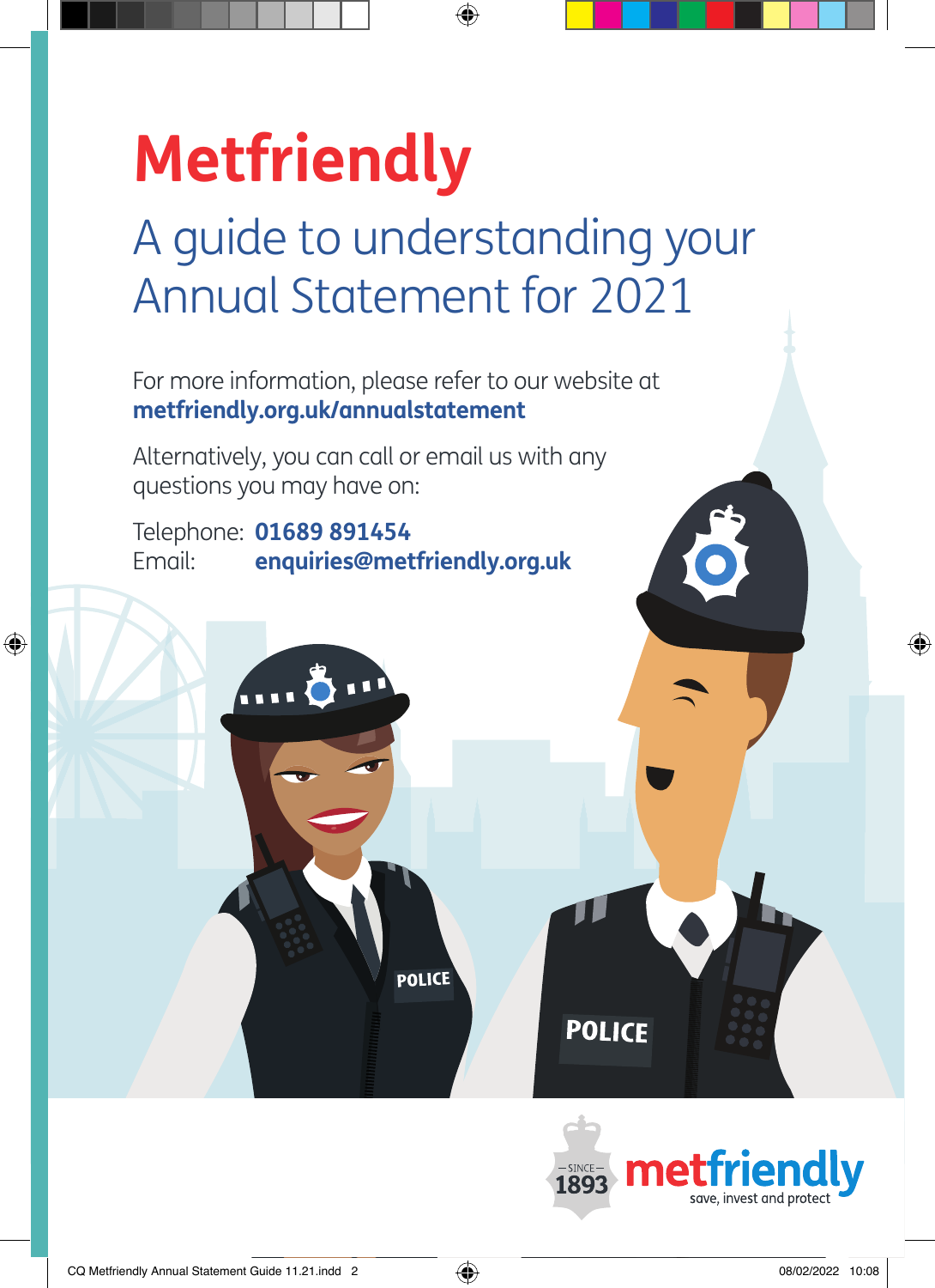# Metfriendly

## A guide to understanding your Annual Statement for 2021

For more information, please refer to our website at **metfriendly.org.uk/annualstatement**

Alternatively, you can call or email us with any questions you may have on:

Telephone: **01689 891454**
Email: **enquiries@metfriendly.org.uk**

SINCE 1893 metfriendly save, invest and protect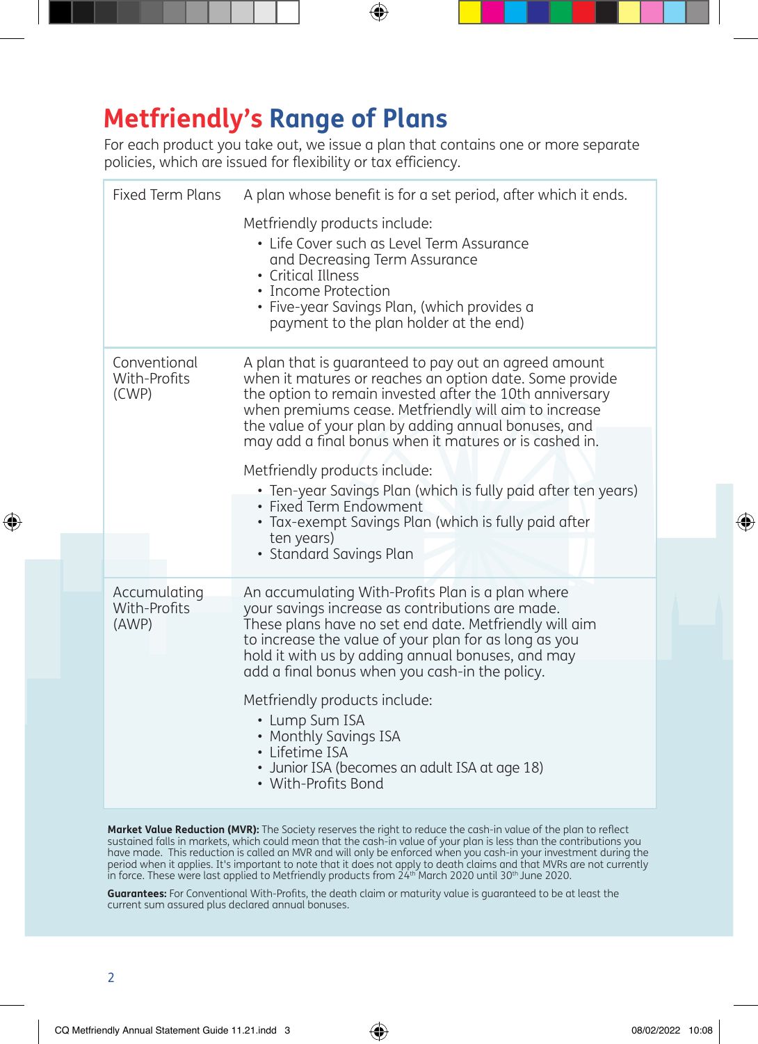# Metfriendly's Range of Plans

For each product you take out, we issue a plan that contains one or more separate policies, which are issued for flexibility or tax efficiency.

| | |
|---|---|
| Fixed Term Plans | A plan whose benefit is for a set period, after which it ends.<br><br>Metfriendly products include:<br>• Life Cover such as Level Term Assurance and Decreasing Term Assurance<br>• Critical Illness<br>• Income Protection<br>• Five-year Savings Plan, (which provides a payment to the plan holder at the end) |
| Conventional With-Profits (CWP) | A plan that is guaranteed to pay out an agreed amount when it matures or reaches an option date. Some provide the option to remain invested after the 10th anniversary when premiums cease. Metfriendly will aim to increase the value of your plan by adding annual bonuses, and may add a final bonus when it matures or is cashed in.<br><br>Metfriendly products include:<br>• Ten-year Savings Plan (which is fully paid after ten years)<br>• Fixed Term Endowment<br>• Tax-exempt Savings Plan (which is fully paid after ten years)<br>• Standard Savings Plan |
| Accumulating With-Profits (AWP) | An accumulating With-Profits Plan is a plan where your savings increase as contributions are made. These plans have no set end date. Metfriendly will aim to increase the value of your plan for as long as you hold it with us by adding annual bonuses, and may add a final bonus when you cash-in the policy.<br><br>Metfriendly products include:<br>• Lump Sum ISA<br>• Monthly Savings ISA<br>• Lifetime ISA<br>• Junior ISA (becomes an adult ISA at age 18)<br>• With-Profits Bond |

**Market Value Reduction (MVR):** The Society reserves the right to reduce the cash-in value of the plan to reflect sustained falls in markets, which could mean that the cash-in value of your plan is less than the contributions you have made. This reduction is called an MVR and will only be enforced when you cash-in your investment during the period when it applies. It's important to note that it does not apply to death claims and that MVRs are not currently in force. These were last applied to Metfriendly products from 24th March 2020 until 30th June 2020.

**Guarantees:** For Conventional With-Profits, the death claim or maturity value is guaranteed to be at least the current sum assured plus declared annual bonuses.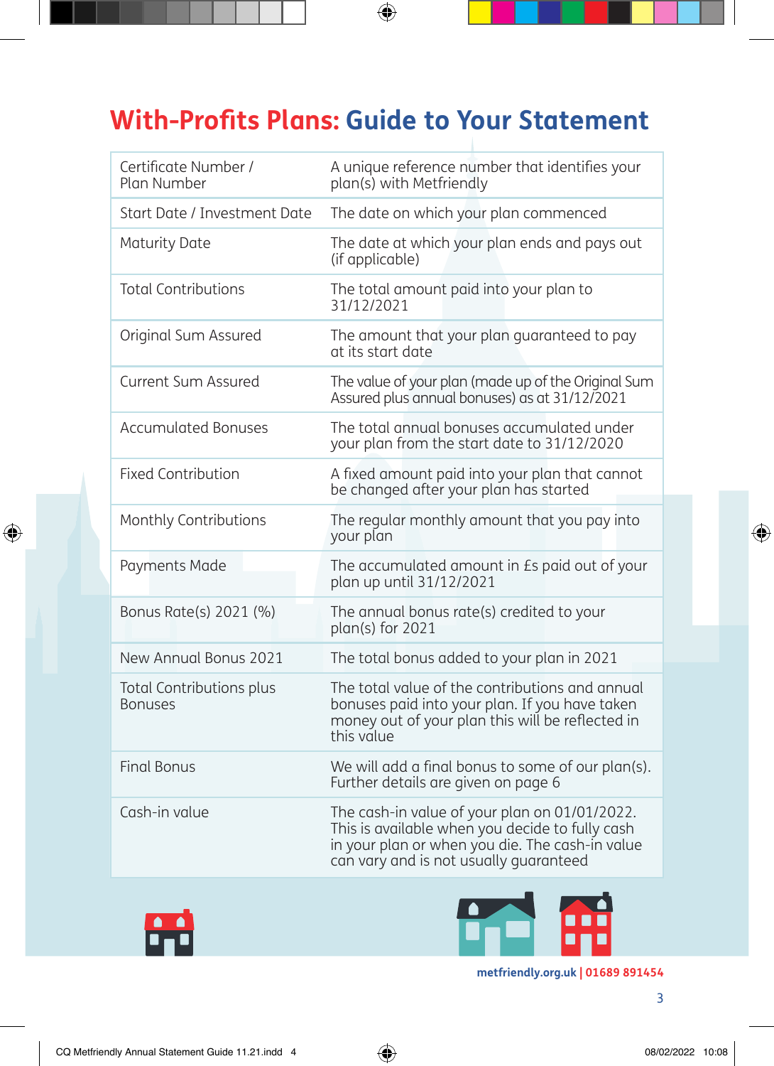# With-Profits Plans: Guide to Your Statement

| Term | Description |
|---|---|
| Certificate Number / Plan Number | A unique reference number that identifies your plan(s) with Metfriendly |
| Start Date / Investment Date | The date on which your plan commenced |
| Maturity Date | The date at which your plan ends and pays out (if applicable) |
| Total Contributions | The total amount paid into your plan to 31/12/2021 |
| Original Sum Assured | The amount that your plan guaranteed to pay at its start date |
| Current Sum Assured | The value of your plan (made up of the Original Sum Assured plus annual bonuses) as at 31/12/2021 |
| Accumulated Bonuses | The total annual bonuses accumulated under your plan from the start date to 31/12/2020 |
| Fixed Contribution | A fixed amount paid into your plan that cannot be changed after your plan has started |
| Monthly Contributions | The regular monthly amount that you pay into your plan |
| Payments Made | The accumulated amount in £s paid out of your plan up until 31/12/2021 |
| Bonus Rate(s) 2021 (%) | The annual bonus rate(s) credited to your plan(s) for 2021 |
| New Annual Bonus 2021 | The total bonus added to your plan in 2021 |
| Total Contributions plus Bonuses | The total value of the contributions and annual bonuses paid into your plan. If you have taken money out of your plan this will be reflected in this value |
| Final Bonus | We will add a final bonus to some of our plan(s). Further details are given on page 6 |
| Cash-in value | The cash-in value of your plan on 01/01/2022. This is available when you decide to fully cash in your plan or when you die. The cash-in value can vary and is not usually guaranteed |

metfriendly.org.uk | 01689 891454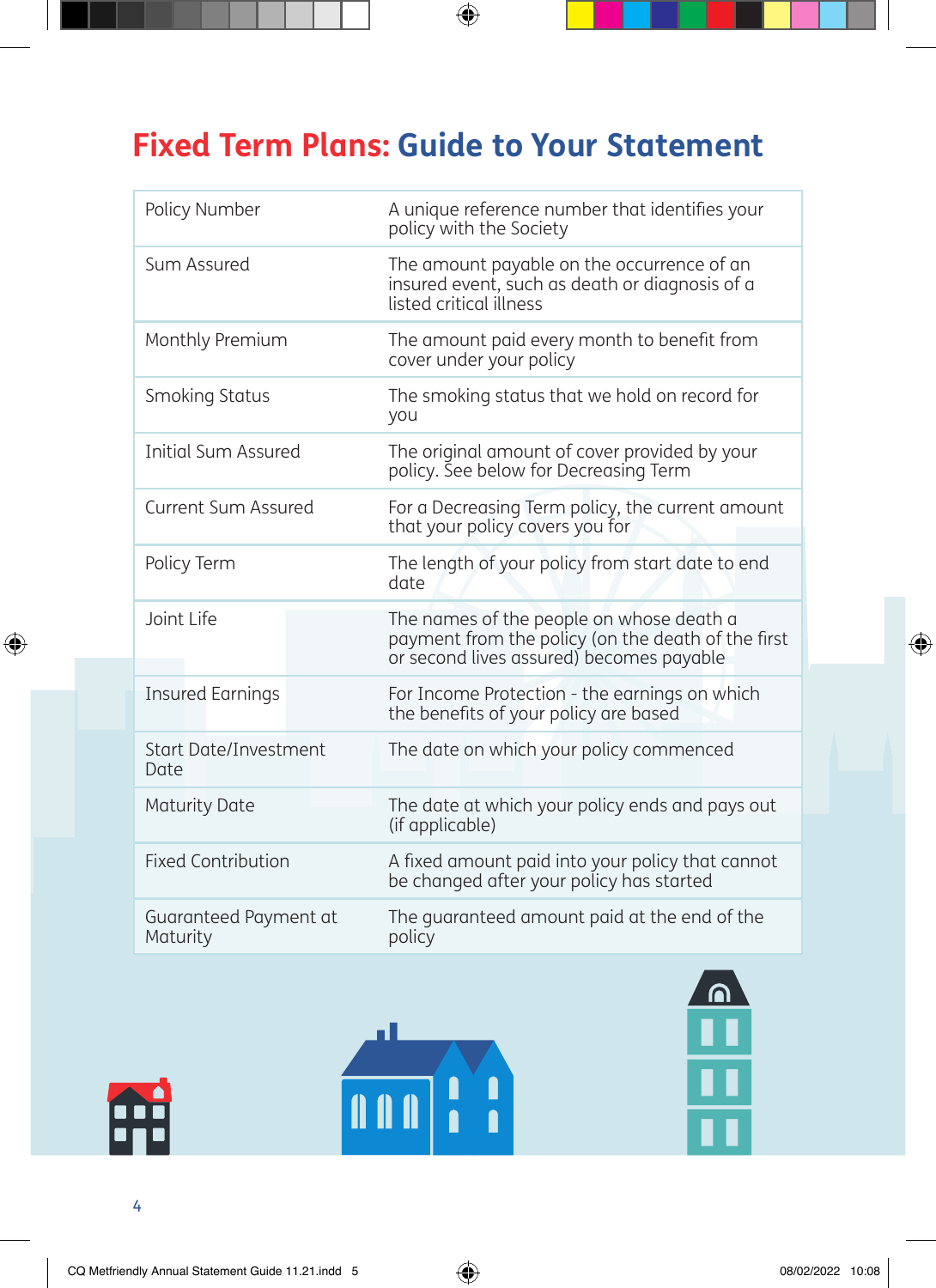# Fixed Term Plans: Guide to Your Statement

| | |
|---|---|
| Policy Number | A unique reference number that identifies your policy with the Society |
| Sum Assured | The amount payable on the occurrence of an insured event, such as death or diagnosis of a listed critical illness |
| Monthly Premium | The amount paid every month to benefit from cover under your policy |
| Smoking Status | The smoking status that we hold on record for you |
| Initial Sum Assured | The original amount of cover provided by your policy. See below for Decreasing Term |
| Current Sum Assured | For a Decreasing Term policy, the current amount that your policy covers you for |
| Policy Term | The length of your policy from start date to end date |
| Joint Life | The names of the people on whose death a payment from the policy (on the death of the first or second lives assured) becomes payable |
| Insured Earnings | For Income Protection - the earnings on which the benefits of your policy are based |
| Start Date/Investment Date | The date on which your policy commenced |
| Maturity Date | The date at which your policy ends and pays out (if applicable) |
| Fixed Contribution | A fixed amount paid into your policy that cannot be changed after your policy has started |
| Guaranteed Payment at Maturity | The guaranteed amount paid at the end of the policy |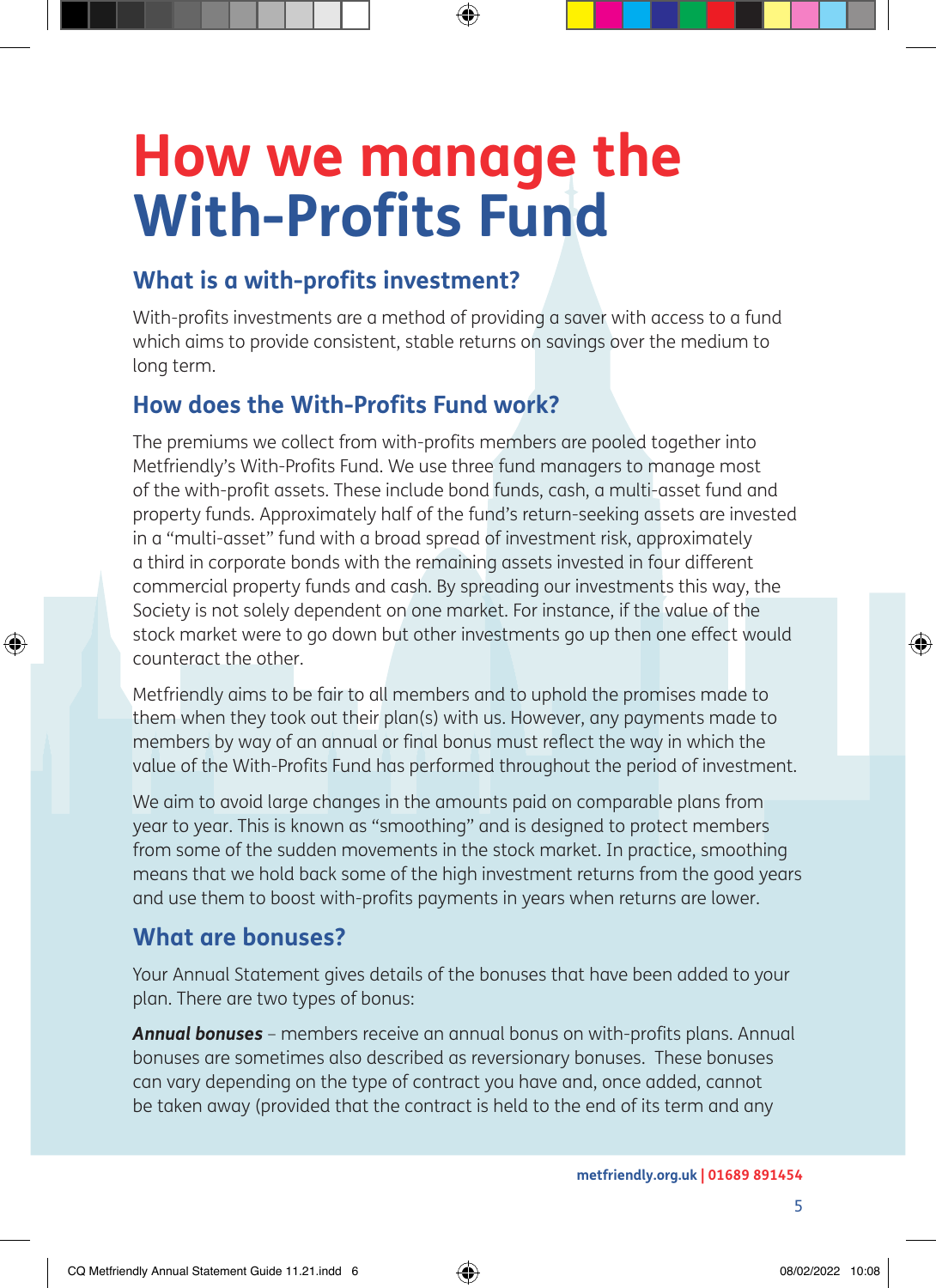# How we manage the With-Profits Fund

## What is a with-profits investment?

With-profits investments are a method of providing a saver with access to a fund which aims to provide consistent, stable returns on savings over the medium to long term.

## How does the With-Profits Fund work?

The premiums we collect from with-profits members are pooled together into Metfriendly's With-Profits Fund. We use three fund managers to manage most of the with-profit assets. These include bond funds, cash, a multi-asset fund and property funds. Approximately half of the fund's return-seeking assets are invested in a "multi-asset" fund with a broad spread of investment risk, approximately a third in corporate bonds with the remaining assets invested in four different commercial property funds and cash. By spreading our investments this way, the Society is not solely dependent on one market. For instance, if the value of the stock market were to go down but other investments go up then one effect would counteract the other.

Metfriendly aims to be fair to all members and to uphold the promises made to them when they took out their plan(s) with us. However, any payments made to members by way of an annual or final bonus must reflect the way in which the value of the With-Profits Fund has performed throughout the period of investment.

We aim to avoid large changes in the amounts paid on comparable plans from year to year. This is known as "smoothing" and is designed to protect members from some of the sudden movements in the stock market. In practice, smoothing means that we hold back some of the high investment returns from the good years and use them to boost with-profits payments in years when returns are lower.

## What are bonuses?

Your Annual Statement gives details of the bonuses that have been added to your plan. There are two types of bonus:

***Annual bonuses*** – members receive an annual bonus on with-profits plans. Annual bonuses are sometimes also described as reversionary bonuses. These bonuses can vary depending on the type of contract you have and, once added, cannot be taken away (provided that the contract is held to the end of its term and any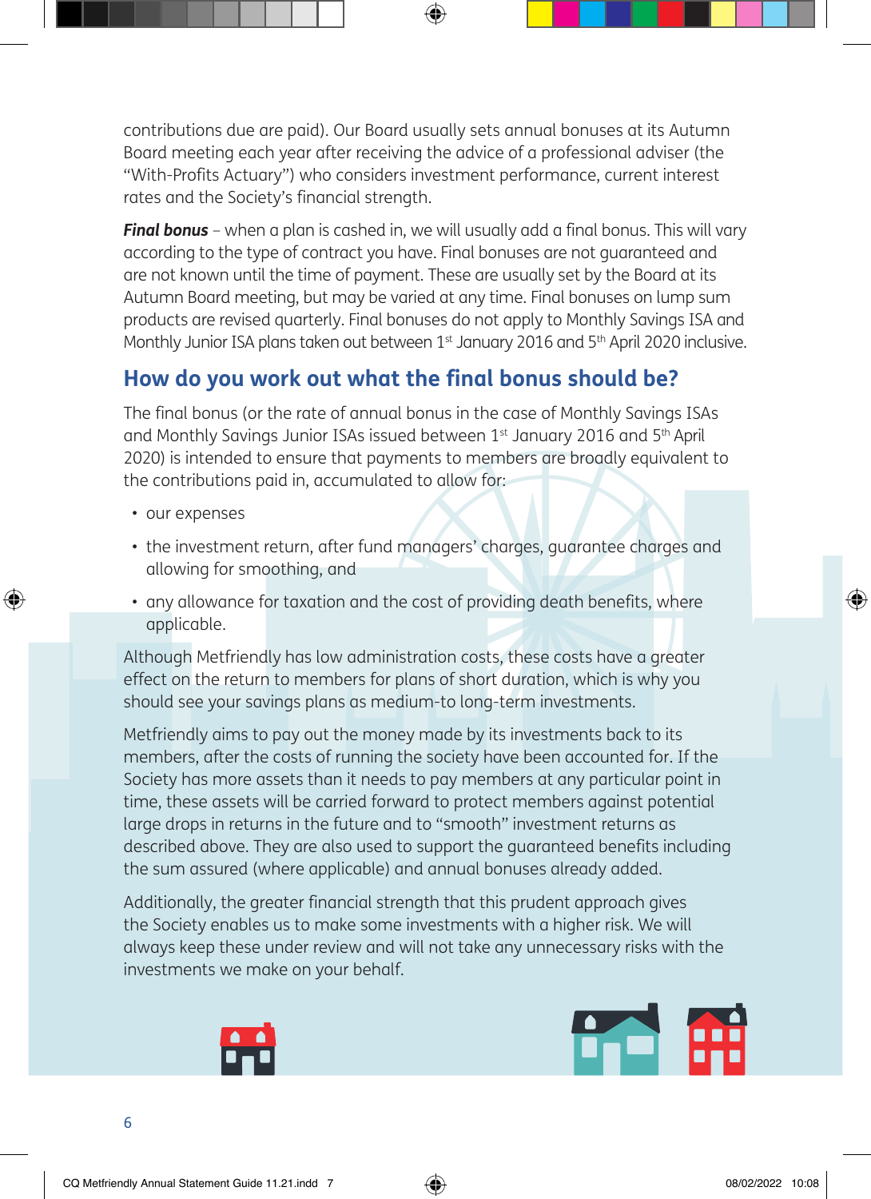contributions due are paid). Our Board usually sets annual bonuses at its Autumn Board meeting each year after receiving the advice of a professional adviser (the "With-Profits Actuary") who considers investment performance, current interest rates and the Society's financial strength.

***Final bonus*** – when a plan is cashed in, we will usually add a final bonus. This will vary according to the type of contract you have. Final bonuses are not guaranteed and are not known until the time of payment. These are usually set by the Board at its Autumn Board meeting, but may be varied at any time. Final bonuses on lump sum products are revised quarterly. Final bonuses do not apply to Monthly Savings ISA and Monthly Junior ISA plans taken out between 1st January 2016 and 5th April 2020 inclusive.

## How do you work out what the final bonus should be?

The final bonus (or the rate of annual bonus in the case of Monthly Savings ISAs and Monthly Savings Junior ISAs issued between 1st January 2016 and 5th April 2020) is intended to ensure that payments to members are broadly equivalent to the contributions paid in, accumulated to allow for:

- our expenses
- the investment return, after fund managers' charges, guarantee charges and allowing for smoothing, and
- any allowance for taxation and the cost of providing death benefits, where applicable.

Although Metfriendly has low administration costs, these costs have a greater effect on the return to members for plans of short duration, which is why you should see your savings plans as medium-to long-term investments.

Metfriendly aims to pay out the money made by its investments back to its members, after the costs of running the society have been accounted for. If the Society has more assets than it needs to pay members at any particular point in time, these assets will be carried forward to protect members against potential large drops in returns in the future and to "smooth" investment returns as described above. They are also used to support the guaranteed benefits including the sum assured (where applicable) and annual bonuses already added.

Additionally, the greater financial strength that this prudent approach gives the Society enables us to make some investments with a higher risk. We will always keep these under review and will not take any unnecessary risks with the investments we make on your behalf.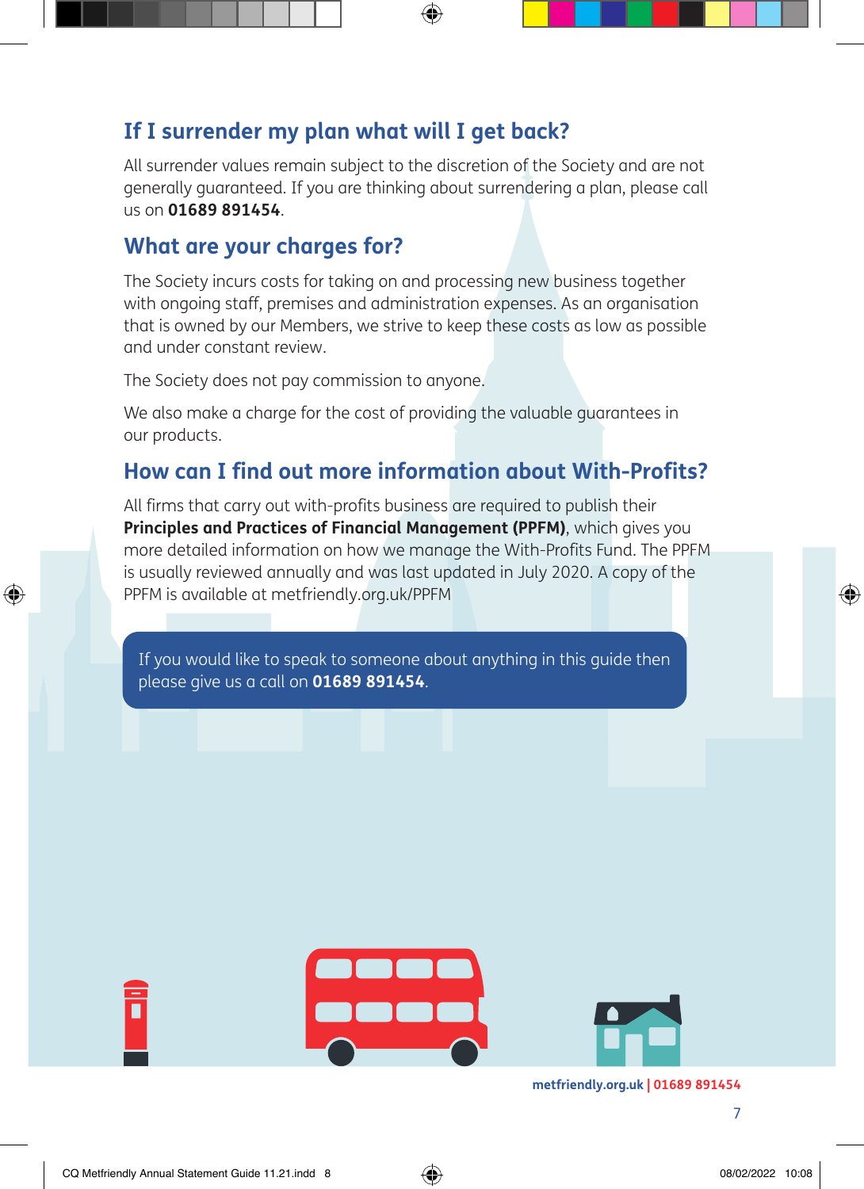## If I surrender my plan what will I get back?

All surrender values remain subject to the discretion of the Society and are not generally guaranteed. If you are thinking about surrendering a plan, please call us on **01689 891454**.

## What are your charges for?

The Society incurs costs for taking on and processing new business together with ongoing staff, premises and administration expenses. As an organisation that is owned by our Members, we strive to keep these costs as low as possible and under constant review.

The Society does not pay commission to anyone.

We also make a charge for the cost of providing the valuable guarantees in our products.

## How can I find out more information about With-Profits?

All firms that carry out with-profits business are required to publish their **Principles and Practices of Financial Management (PPFM)**, which gives you more detailed information on how we manage the With-Profits Fund. The PPFM is usually reviewed annually and was last updated in July 2020. A copy of the PPFM is available at metfriendly.org.uk/PPFM

If you would like to speak to someone about anything in this guide then please give us a call on **01689 891454**.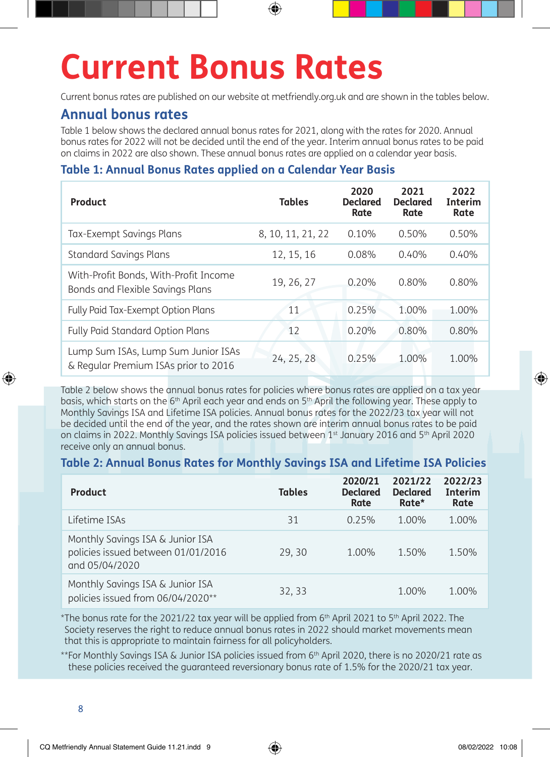# Current Bonus Rates

Current bonus rates are published on our website at metfriendly.org.uk and are shown in the tables below.

## Annual bonus rates

Table 1 below shows the declared annual bonus rates for 2021, along with the rates for 2020. Annual bonus rates for 2022 will not be decided until the end of the year. Interim annual bonus rates to be paid on claims in 2022 are also shown. These annual bonus rates are applied on a calendar year basis.

### Table 1: Annual Bonus Rates applied on a Calendar Year Basis

| Product | Tables | 2020 Declared Rate | 2021 Declared Rate | 2022 Interim Rate |
|---|---|---|---|---|
| Tax-Exempt Savings Plans | 8, 10, 11, 21, 22 | 0.10% | 0.50% | 0.50% |
| Standard Savings Plans | 12, 15, 16 | 0.08% | 0.40% | 0.40% |
| With-Profit Bonds, With-Profit Income Bonds and Flexible Savings Plans | 19, 26, 27 | 0.20% | 0.80% | 0.80% |
| Fully Paid Tax-Exempt Option Plans | 11 | 0.25% | 1.00% | 1.00% |
| Fully Paid Standard Option Plans | 12 | 0.20% | 0.80% | 0.80% |
| Lump Sum ISAs, Lump Sum Junior ISAs & Regular Premium ISAs prior to 2016 | 24, 25, 28 | 0.25% | 1.00% | 1.00% |

Table 2 below shows the annual bonus rates for policies where bonus rates are applied on a tax year basis, which starts on the 6th April each year and ends on 5th April the following year. These apply to Monthly Savings ISA and Lifetime ISA policies. Annual bonus rates for the 2022/23 tax year will not be decided until the end of the year, and the rates shown are interim annual bonus rates to be paid on claims in 2022. Monthly Savings ISA policies issued between 1st January 2016 and 5th April 2020 receive only an annual bonus.

### Table 2: Annual Bonus Rates for Monthly Savings ISA and Lifetime ISA Policies

| Product | Tables | 2020/21 Declared Rate | 2021/22 Declared Rate* | 2022/23 Interim Rate |
|---|---|---|---|---|
| Lifetime ISAs | 31 | 0.25% | 1.00% | 1.00% |
| Monthly Savings ISA & Junior ISA policies issued between 01/01/2016 and 05/04/2020 | 29, 30 | 1.00% | 1.50% | 1.50% |
| Monthly Savings ISA & Junior ISA policies issued from 06/04/2020** | 32, 33 | | 1.00% | 1.00% |

*The bonus rate for the 2021/22 tax year will be applied from 6th April 2021 to 5th April 2022. The Society reserves the right to reduce annual bonus rates in 2022 should market movements mean that this is appropriate to maintain fairness for all policyholders.

**For Monthly Savings ISA & Junior ISA policies issued from 6th April 2020, there is no 2020/21 rate as these policies received the guaranteed reversionary bonus rate of 1.5% for the 2020/21 tax year.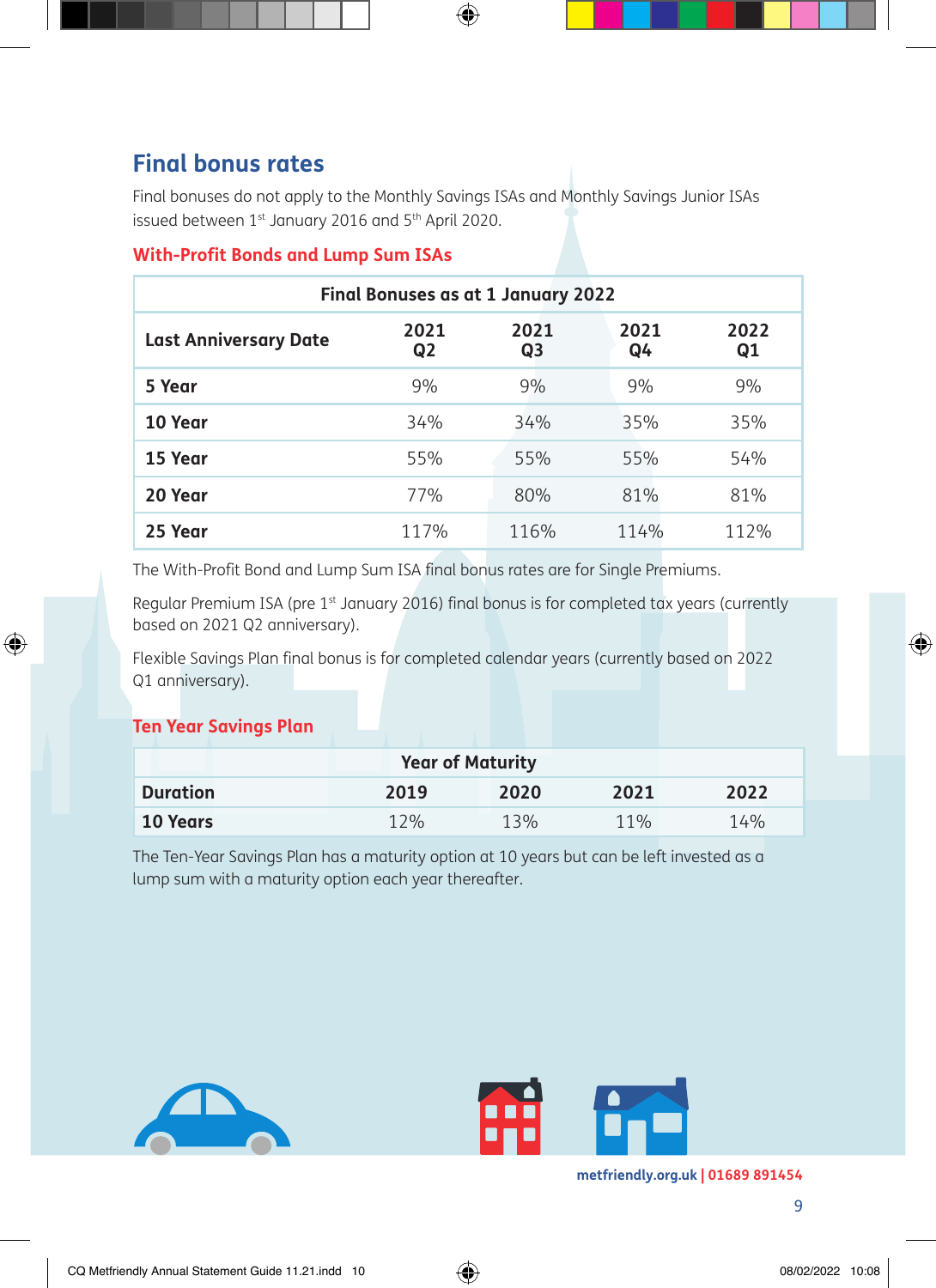## Final bonus rates

Final bonuses do not apply to the Monthly Savings ISAs and Monthly Savings Junior ISAs issued between 1st January 2016 and 5th April 2020.

### With-Profit Bonds and Lump Sum ISAs

| Final Bonuses as at 1 January 2022 | | | | |
|---|---|---|---|---|
| **Last Anniversary Date** | **2021 Q2** | **2021 Q3** | **2021 Q4** | **2022 Q1** |
| **5 Year** | 9% | 9% | 9% | 9% |
| **10 Year** | 34% | 34% | 35% | 35% |
| **15 Year** | 55% | 55% | 55% | 54% |
| **20 Year** | 77% | 80% | 81% | 81% |
| **25 Year** | 117% | 116% | 114% | 112% |

The With-Profit Bond and Lump Sum ISA final bonus rates are for Single Premiums.

Regular Premium ISA (pre 1st January 2016) final bonus is for completed tax years (currently based on 2021 Q2 anniversary).

Flexible Savings Plan final bonus is for completed calendar years (currently based on 2022 Q1 anniversary).

### Ten Year Savings Plan

| | Year of Maturity | | | |
|---|---|---|---|---|
| **Duration** | **2019** | **2020** | **2021** | **2022** |
| **10 Years** | 12% | 13% | 11% | 14% |

The Ten-Year Savings Plan has a maturity option at 10 years but can be left invested as a lump sum with a maturity option each year thereafter.

metfriendly.org.uk | 01689 891454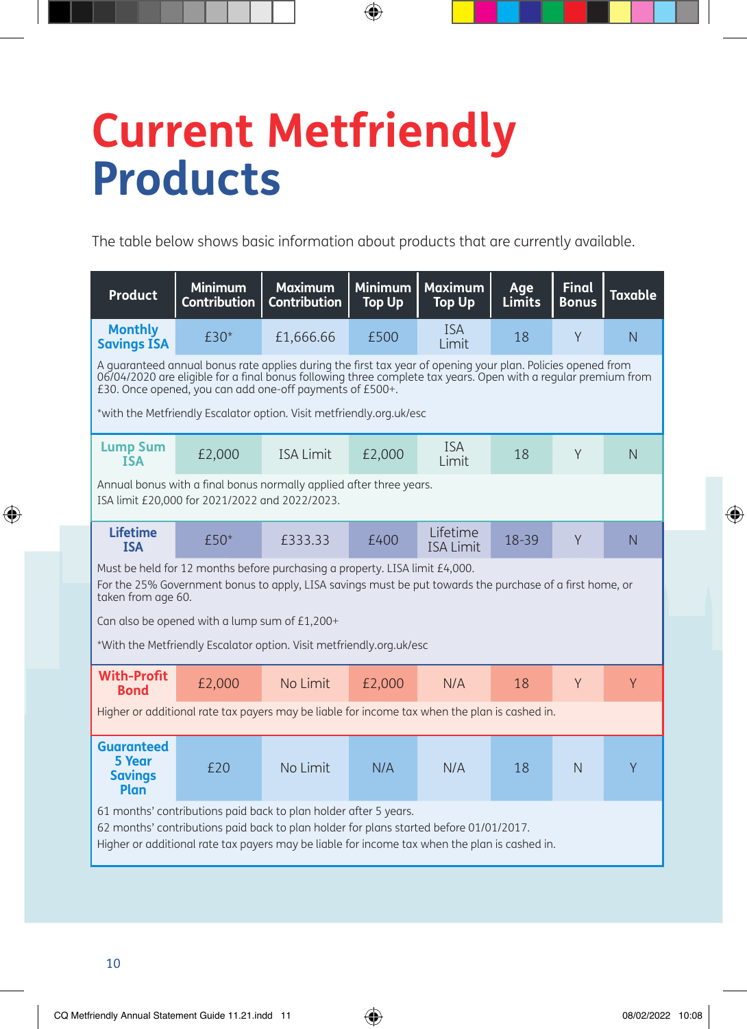# Current Metfriendly Products

The table below shows basic information about products that are currently available.

| Product | Minimum Contribution | Maximum Contribution | Minimum Top Up | Maximum Top Up | Age Limits | Final Bonus | Taxable |
|---|---|---|---|---|---|---|---|
| **Monthly Savings ISA** | £30* | £1,666.66 | £500 | ISA Limit | 18 | Y | N |
| A guaranteed annual bonus rate applies during the first tax year of opening your plan. Policies opened from 06/04/2020 are eligible for a final bonus following three complete tax years. Open with a regular premium from £30. Once opened, you can add one-off payments of £500+. *with the Metfriendly Escalator option. Visit metfriendly.org.uk/esc | | | | | | | |
| **Lump Sum ISA** | £2,000 | ISA Limit | £2,000 | ISA Limit | 18 | Y | N |
| Annual bonus with a final bonus normally applied after three years. ISA limit £20,000 for 2021/2022 and 2022/2023. | | | | | | | |
| **Lifetime ISA** | £50* | £333.33 | £400 | Lifetime ISA Limit | 18-39 | Y | N |
| Must be held for 12 months before purchasing a property. LISA limit £4,000. For the 25% Government bonus to apply, LISA savings must be put towards the purchase of a first home, or taken from age 60. Can also be opened with a lump sum of £1,200+ *With the Metfriendly Escalator option. Visit metfriendly.org.uk/esc | | | | | | | |
| **With-Profit Bond** | £2,000 | No Limit | £2,000 | N/A | 18 | Y | Y |
| Higher or additional rate tax payers may be liable for income tax when the plan is cashed in. | | | | | | | |
| **Guaranteed 5 Year Savings Plan** | £20 | No Limit | N/A | N/A | 18 | N | Y |
| 61 months' contributions paid back to plan holder after 5 years. 62 months' contributions paid back to plan holder for plans started before 01/01/2017. Higher or additional rate tax payers may be liable for income tax when the plan is cashed in. | | | | | | | |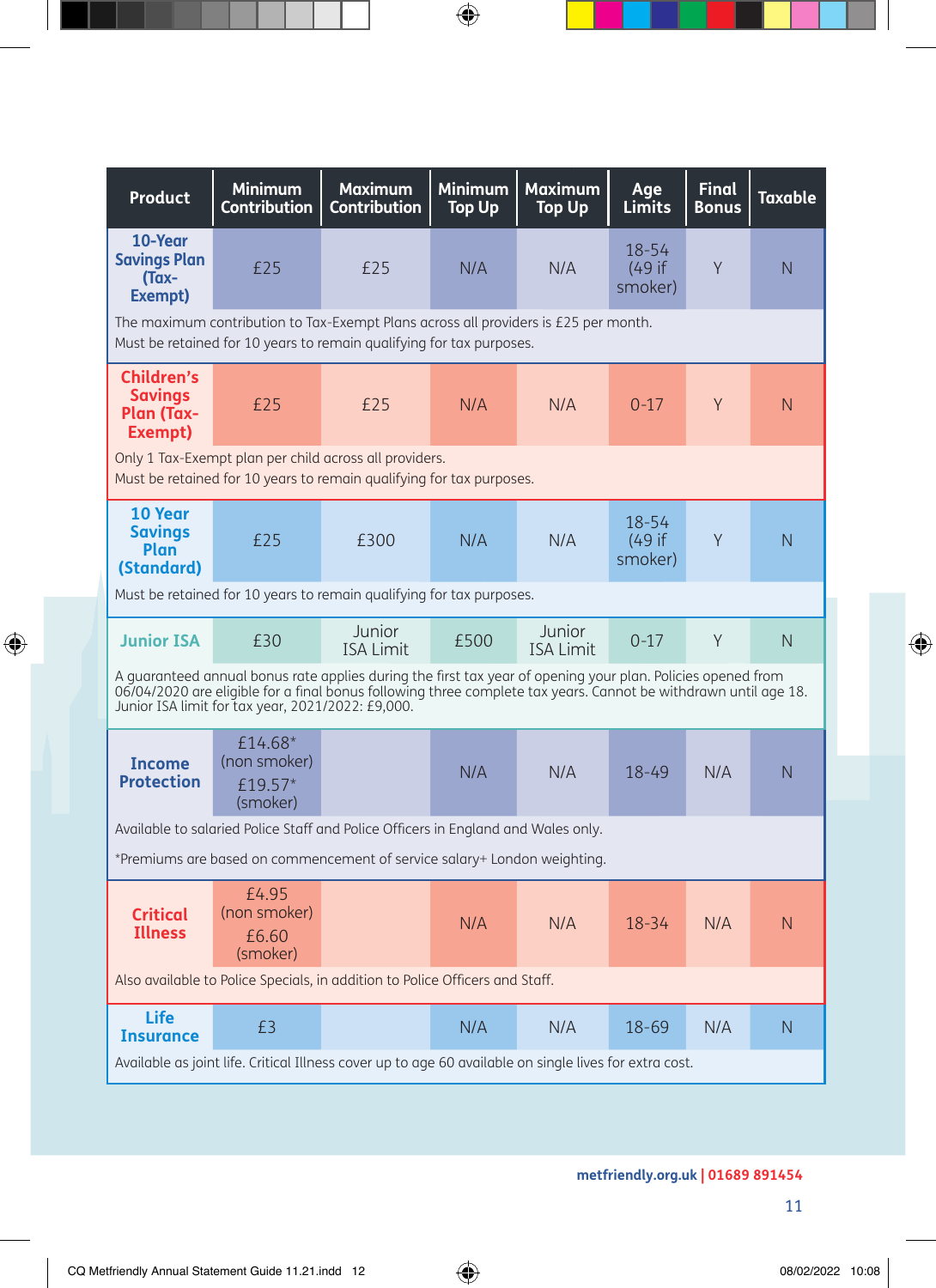| Product | Minimum Contribution | Maximum Contribution | Minimum Top Up | Maximum Top Up | Age Limits | Final Bonus | Taxable |
|---|---|---|---|---|---|---|---|
| **10-Year Savings Plan (Tax-Exempt)** | £25 | £25 | N/A | N/A | 18-54 (49 if smoker) | Y | N |
| The maximum contribution to Tax-Exempt Plans across all providers is £25 per month. Must be retained for 10 years to remain qualifying for tax purposes. | | | | | | | |
| **Children's Savings Plan (Tax-Exempt)** | £25 | £25 | N/A | N/A | 0-17 | Y | N |
| Only 1 Tax-Exempt plan per child across all providers. Must be retained for 10 years to remain qualifying for tax purposes. | | | | | | | |
| **10 Year Savings Plan (Standard)** | £25 | £300 | N/A | N/A | 18-54 (49 if smoker) | Y | N |
| Must be retained for 10 years to remain qualifying for tax purposes. | | | | | | | |
| **Junior ISA** | £30 | Junior ISA Limit | £500 | Junior ISA Limit | 0-17 | Y | N |
| A guaranteed annual bonus rate applies during the first tax year of opening your plan. Policies opened from 06/04/2020 are eligible for a final bonus following three complete tax years. Cannot be withdrawn until age 18. Junior ISA limit for tax year, 2021/2022: £9,000. | | | | | | | |
| **Income Protection** | £14.68* (non smoker) £19.57* (smoker) | | N/A | N/A | 18-49 | N/A | N |
| Available to salaried Police Staff and Police Officers in England and Wales only. *Premiums are based on commencement of service salary+ London weighting. | | | | | | | |
| **Critical Illness** | £4.95 (non smoker) £6.60 (smoker) | | N/A | N/A | 18-34 | N/A | N |
| Also available to Police Specials, in addition to Police Officers and Staff. | | | | | | | |
| **Life Insurance** | £3 | | N/A | N/A | 18-69 | N/A | N |
| Available as joint life. Critical Illness cover up to age 60 available on single lives for extra cost. | | | | | | | |

metfriendly.org.uk | 01689 891454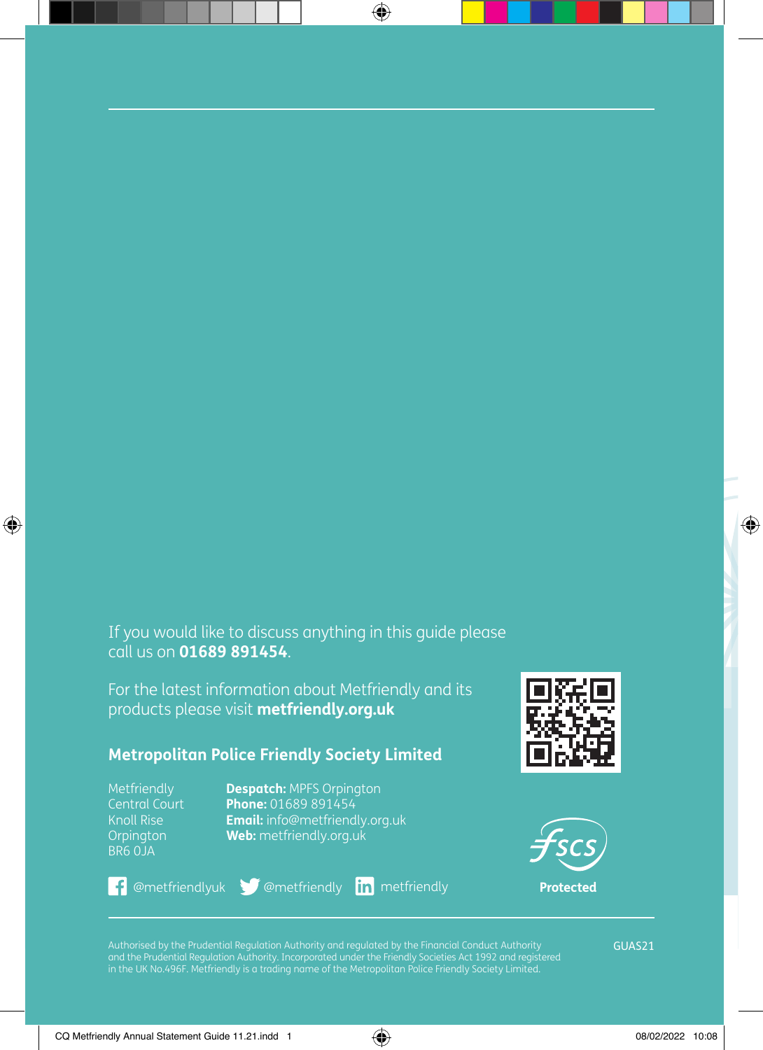If you would like to discuss anything in this guide please call us on **01689 891454**.

For the latest information about Metfriendly and its products please visit **metfriendly.org.uk**

## Metropolitan Police Friendly Society Limited

Metfriendly
Central Court
Knoll Rise
Orpington
BR6 0JA

**Despatch:** MPFS Orpington
**Phone:** 01689 891454
**Email:** info@metfriendly.org.uk
**Web:** metfriendly.org.uk

@metfriendlyuk @metfriendly metfriendly

fscs **Protected**

Authorised by the Prudential Regulation Authority and regulated by the Financial Conduct Authority and the Prudential Regulation Authority. Incorporated under the Friendly Societies Act 1992 and registered in the UK No.496F. Metfriendly is a trading name of the Metropolitan Police Friendly Society Limited.

GUAS21